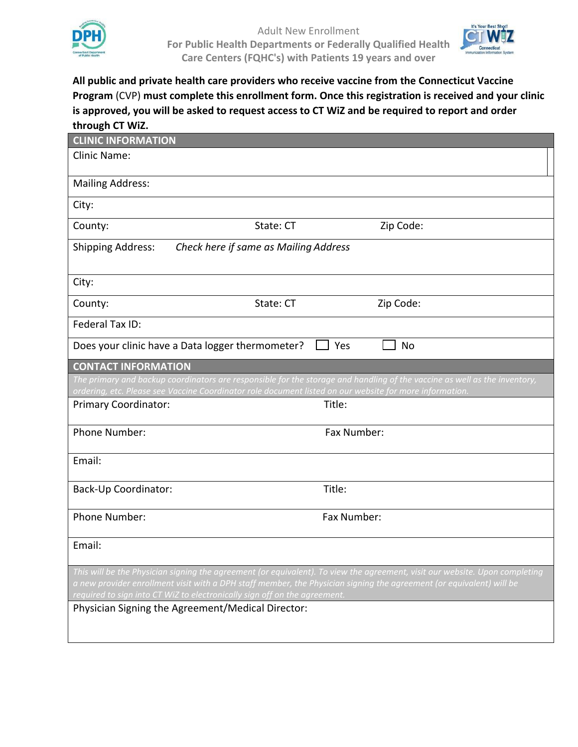# Adult New Enrollment

**For Public Health Departments or Federally Qualified Health Care Centers (FQHC's) with Patients 19 years and over**

**All public and private health care providers who receive vaccine from the Connecticut Vaccine Program** (CVP) **must complete this enrollment form. Once this registration is received and your clinic is approved, you will be asked to request access to CT WiZ and be required to report and order through CT WiZ.**

| **CLINIC INFORMATION** | | |
|---|---|---|
| Clinic Name: | | |
| Mailing Address: | | |
| City: | | |
| County: | State: CT | Zip Code: |
| Shipping Address: *Check here if same as Mailing Address* | | |
| City: | | |
| County: | State: CT | Zip Code: |
| Federal Tax ID: | | |
| Does your clinic have a Data logger thermometer? | ☐ Yes | ☐ No |

| **CONTACT INFORMATION** | |
|---|---|
| *The primary and backup coordinators are responsible for the storage and handling of the vaccine as well as the inventory, ordering, etc. Please see Vaccine Coordinator role document listed on our website for more information.* | |
| Primary Coordinator: | Title: |
| Phone Number: | Fax Number: |
| Email: | |
| Back-Up Coordinator: | Title: |
| Phone Number: | Fax Number: |
| Email: | |
| *This will be the Physician signing the agreement (or equivalent). To view the agreement, visit our website. Upon completing a new provider enrollment visit with a DPH staff member, the Physician signing the agreement (or equivalent) will be required to sign into CT WiZ to electronically sign off on the agreement.* | |
| Physician Signing the Agreement/Medical Director: | |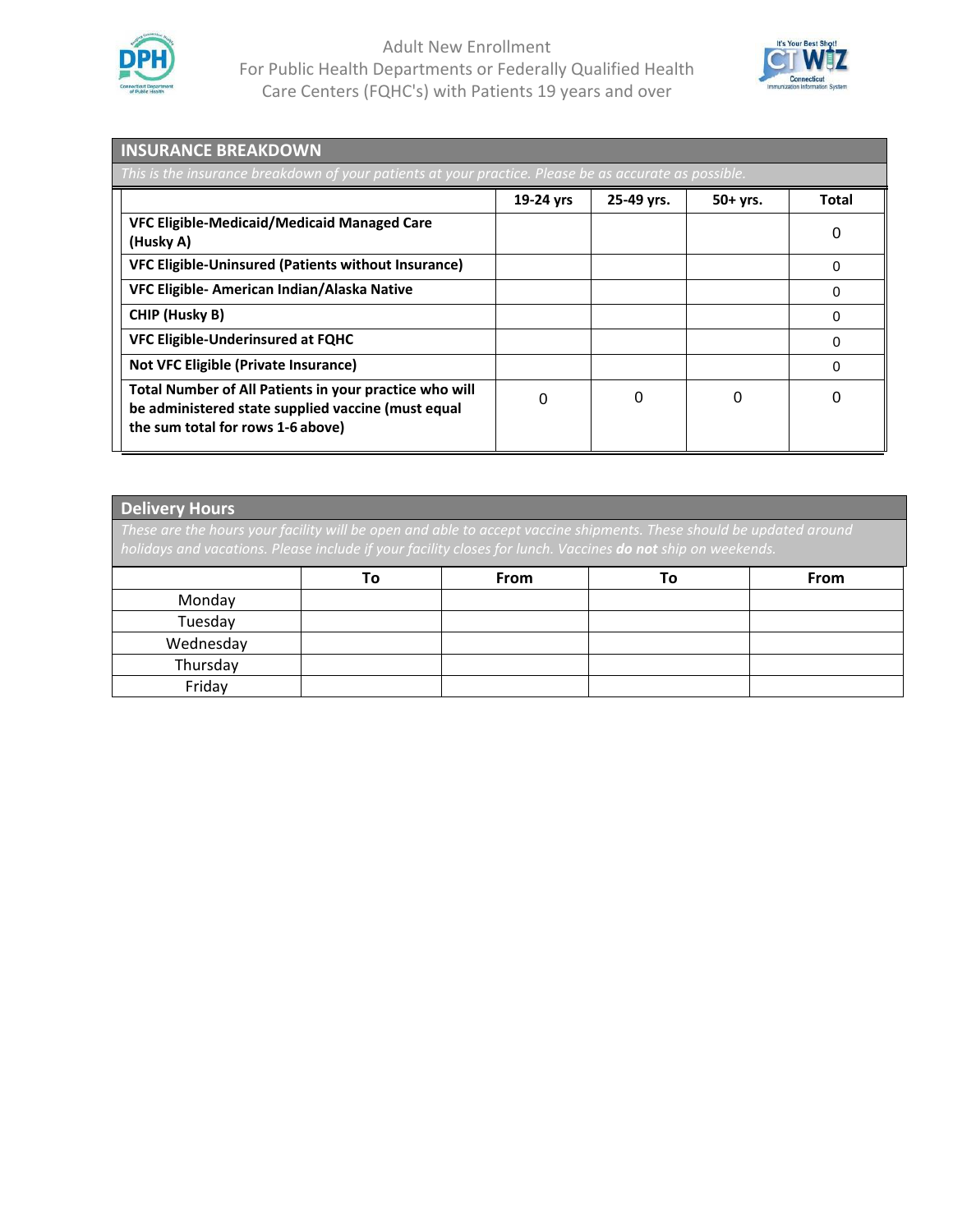Adult New Enrollment
For Public Health Departments or Federally Qualified Health Care Centers (FQHC's) with Patients 19 years and over

## INSURANCE BREAKDOWN

*This is the insurance breakdown of your patients at your practice. Please be as accurate as possible.*

| | 19-24 yrs | 25-49 yrs. | 50+ yrs. | Total |
|---|---|---|---|---|
| **VFC Eligible-Medicaid/Medicaid Managed Care (Husky A)** | | | | 0 |
| **VFC Eligible-Uninsured (Patients without Insurance)** | | | | 0 |
| **VFC Eligible- American Indian/Alaska Native** | | | | 0 |
| **CHIP (Husky B)** | | | | 0 |
| **VFC Eligible-Underinsured at FQHC** | | | | 0 |
| **Not VFC Eligible (Private Insurance)** | | | | 0 |
| **Total Number of All Patients in your practice who will be administered state supplied vaccine (must equal the sum total for rows 1-6 above)** | 0 | 0 | 0 | 0 |

## Delivery Hours

*These are the hours your facility will be open and able to accept vaccine shipments. These should be updated around holidays and vacations. Please include if your facility closes for lunch. Vaccines **do not** ship on weekends.*

| | To | From | To | From |
|---|---|---|---|---|
| Monday | | | | |
| Tuesday | | | | |
| Wednesday | | | | |
| Thursday | | | | |
| Friday | | | | |